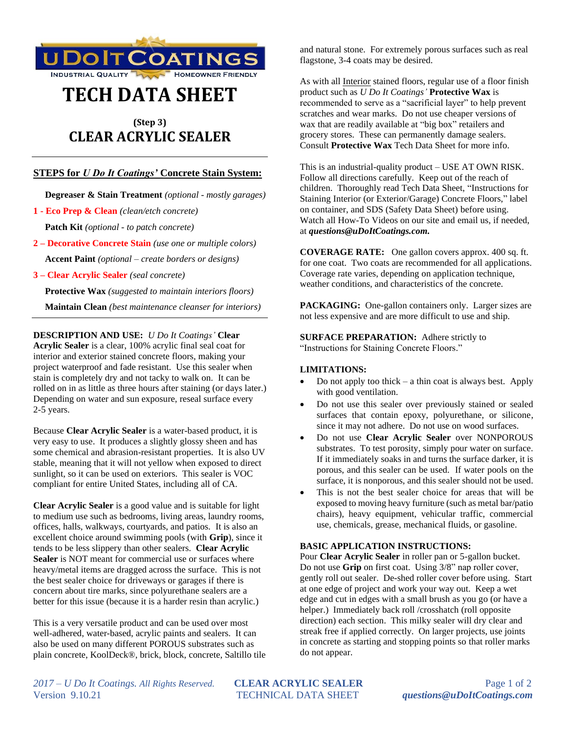# TECH DATA SHEET

## (Step 3)
## CLEAR ACRYLIC SEALER

---

### STEPS for *U Do It Coatings'* Concrete Stain System:

**Degreaser & Stain Treatment** *(optional - mostly garages)*

**1 - Eco Prep & Clean** *(clean/etch concrete)*

**Patch Kit** *(optional - to patch concrete)*

**2 – Decorative Concrete Stain** *(use one or multiple colors)*

**Accent Paint** *(optional – create borders or designs)*

**3 – Clear Acrylic Sealer** *(seal concrete)*

**Protective Wax** *(suggested to maintain interiors floors)*

**Maintain Clean** *(best maintenance cleanser for interiors)*

---

**DESCRIPTION AND USE:** *U Do It Coatings'* **Clear Acrylic Sealer** is a clear, 100% acrylic final seal coat for interior and exterior stained concrete floors, making your project waterproof and fade resistant. Use this sealer when stain is completely dry and not tacky to walk on. It can be rolled on in as little as three hours after staining (or days later.) Depending on water and sun exposure, reseal surface every 2-5 years.

Because **Clear Acrylic Sealer** is a water-based product, it is very easy to use. It produces a slightly glossy sheen and has some chemical and abrasion-resistant properties. It is also UV stable, meaning that it will not yellow when exposed to direct sunlight, so it can be used on exteriors. This sealer is VOC compliant for entire United States, including all of CA.

**Clear Acrylic Sealer** is a good value and is suitable for light to medium use such as bedrooms, living areas, laundry rooms, offices, halls, walkways, courtyards, and patios. It is also an excellent choice around swimming pools (with **Grip**), since it tends to be less slippery than other sealers. **Clear Acrylic Sealer** is NOT meant for commercial use or surfaces where heavy/metal items are dragged across the surface. This is not the best sealer choice for driveways or garages if there is concern about tire marks, since polyurethane sealers are a better for this issue (because it is a harder resin than acrylic.)

This is a very versatile product and can be used over most well-adhered, water-based, acrylic paints and sealers. It can also be used on many different POROUS substrates such as plain concrete, KoolDeck®, brick, block, concrete, Saltillo tile and natural stone. For extremely porous surfaces such as real flagstone, 3-4 coats may be desired.

As with all Interior stained floors, regular use of a floor finish product such as *U Do It Coatings'* **Protective Wax** is recommended to serve as a "sacrificial layer" to help prevent scratches and wear marks. Do not use cheaper versions of wax that are readily available at "big box" retailers and grocery stores. These can permanently damage sealers. Consult **Protective Wax** Tech Data Sheet for more info.

This is an industrial-quality product – USE AT OWN RISK. Follow all directions carefully. Keep out of the reach of children. Thoroughly read Tech Data Sheet, "Instructions for Staining Interior (or Exterior/Garage) Concrete Floors," label on container, and SDS (Safety Data Sheet) before using. Watch all How-To Videos on our site and email us, if needed, at ***questions@uDoItCoatings.com.***

**COVERAGE RATE:** One gallon covers approx. 400 sq. ft. for one coat. Two coats are recommended for all applications. Coverage rate varies, depending on application technique, weather conditions, and characteristics of the concrete.

**PACKAGING:** One-gallon containers only. Larger sizes are not less expensive and are more difficult to use and ship.

**SURFACE PREPARATION:** Adhere strictly to "Instructions for Staining Concrete Floors."

**LIMITATIONS:**

- Do not apply too thick – a thin coat is always best. Apply with good ventilation.
- Do not use this sealer over previously stained or sealed surfaces that contain epoxy, polyurethane, or silicone, since it may not adhere. Do not use on wood surfaces.
- Do not use **Clear Acrylic Sealer** over NONPOROUS substrates. To test porosity, simply pour water on surface. If it immediately soaks in and turns the surface darker, it is porous, and this sealer can be used. If water pools on the surface, it is nonporous, and this sealer should not be used.
- This is not the best sealer choice for areas that will be exposed to moving heavy furniture (such as metal bar/patio chairs), heavy equipment, vehicular traffic, commercial use, chemicals, grease, mechanical fluids, or gasoline.

**BASIC APPLICATION INSTRUCTIONS:**
Pour **Clear Acrylic Sealer** in roller pan or 5-gallon bucket. Do not use **Grip** on first coat. Using 3/8" nap roller cover, gently roll out sealer. De-shed roller cover before using. Start at one edge of project and work your way out. Keep a wet edge and cut in edges with a small brush as you go (or have a helper.) Immediately back roll /crosshatch (roll opposite direction) each section. This milky sealer will dry clear and streak free if applied correctly. On larger projects, use joints in concrete as starting and stopping points so that roller marks do not appear.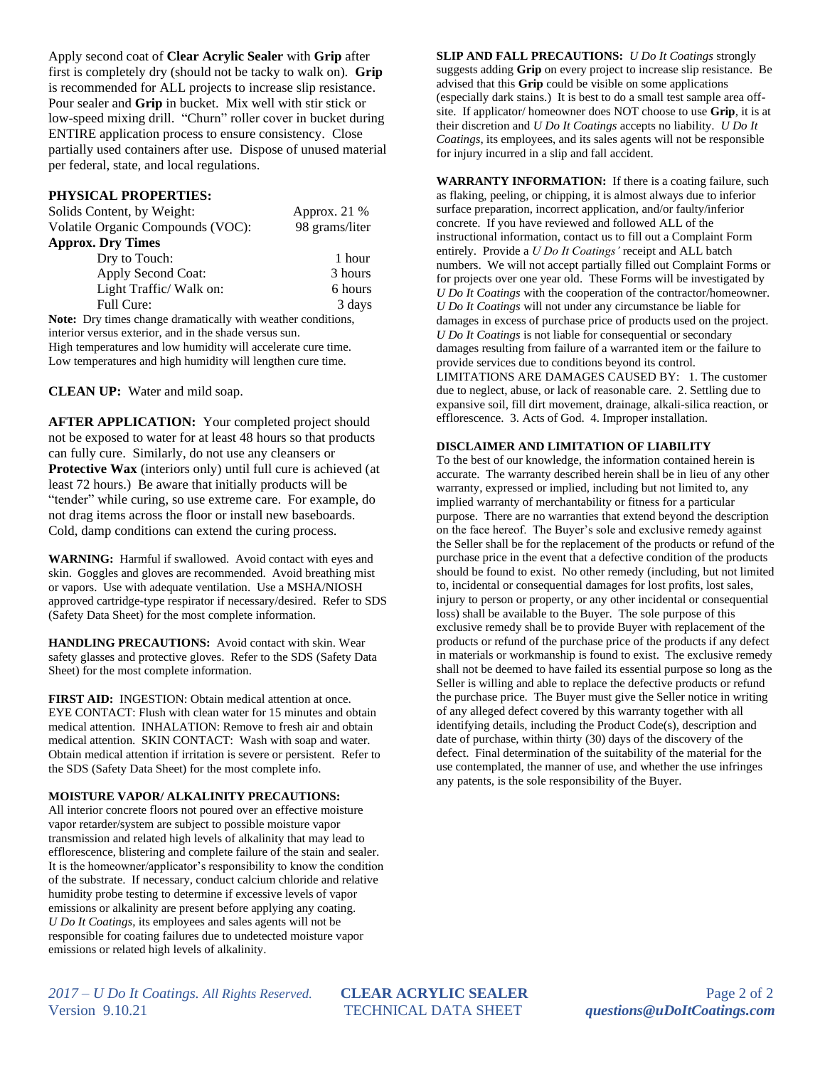Apply second coat of **Clear Acrylic Sealer** with **Grip** after first is completely dry (should not be tacky to walk on). **Grip** is recommended for ALL projects to increase slip resistance. Pour sealer and **Grip** in bucket. Mix well with stir stick or low-speed mixing drill. "Churn" roller cover in bucket during ENTIRE application process to ensure consistency. Close partially used containers after use. Dispose of unused material per federal, state, and local regulations.

## PHYSICAL PROPERTIES:

| | |
|---|---|
| Solids Content, by Weight: | Approx. 21 % |
| Volatile Organic Compounds (VOC): | 98 grams/liter |
| **Approx. Dry Times** | |
| Dry to Touch: | 1 hour |
| Apply Second Coat: | 3 hours |
| Light Traffic/ Walk on: | 6 hours |
| Full Cure: | 3 days |

**Note:** Dry times change dramatically with weather conditions, interior versus exterior, and in the shade versus sun. High temperatures and low humidity will accelerate cure time. Low temperatures and high humidity will lengthen cure time.

**CLEAN UP:** Water and mild soap.

**AFTER APPLICATION:** Your completed project should not be exposed to water for at least 48 hours so that products can fully cure. Similarly, do not use any cleansers or **Protective Wax** (interiors only) until full cure is achieved (at least 72 hours.) Be aware that initially products will be "tender" while curing, so use extreme care. For example, do not drag items across the floor or install new baseboards. Cold, damp conditions can extend the curing process.

**WARNING:** Harmful if swallowed. Avoid contact with eyes and skin. Goggles and gloves are recommended. Avoid breathing mist or vapors. Use with adequate ventilation. Use a MSHA/NIOSH approved cartridge-type respirator if necessary/desired. Refer to SDS (Safety Data Sheet) for the most complete information.

**HANDLING PRECAUTIONS:** Avoid contact with skin. Wear safety glasses and protective gloves. Refer to the SDS (Safety Data Sheet) for the most complete information.

**FIRST AID:** INGESTION: Obtain medical attention at once. EYE CONTACT: Flush with clean water for 15 minutes and obtain medical attention. INHALATION: Remove to fresh air and obtain medical attention. SKIN CONTACT: Wash with soap and water. Obtain medical attention if irritation is severe or persistent. Refer to the SDS (Safety Data Sheet) for the most complete info.

**MOISTURE VAPOR/ ALKALINITY PRECAUTIONS:**
All interior concrete floors not poured over an effective moisture vapor retarder/system are subject to possible moisture vapor transmission and related high levels of alkalinity that may lead to efflorescence, blistering and complete failure of the stain and sealer. It is the homeowner/applicator's responsibility to know the condition of the substrate. If necessary, conduct calcium chloride and relative humidity probe testing to determine if excessive levels of vapor emissions or alkalinity are present before applying any coating. *U Do It Coatings*, its employees and sales agents will not be responsible for coating failures due to undetected moisture vapor emissions or related high levels of alkalinity.

**SLIP AND FALL PRECAUTIONS:** *U Do It Coatings* strongly suggests adding **Grip** on every project to increase slip resistance. Be advised that this **Grip** could be visible on some applications (especially dark stains.) It is best to do a small test sample area off-site. If applicator/ homeowner does NOT choose to use **Grip**, it is at their discretion and *U Do It Coatings* accepts no liability. *U Do It Coatings*, its employees, and its sales agents will not be responsible for injury incurred in a slip and fall accident.

**WARRANTY INFORMATION:** If there is a coating failure, such as flaking, peeling, or chipping, it is almost always due to inferior surface preparation, incorrect application, and/or faulty/inferior concrete. If you have reviewed and followed ALL of the instructional information, contact us to fill out a Complaint Form entirely. Provide a *U Do It Coatings'* receipt and ALL batch numbers. We will not accept partially filled out Complaint Forms or for projects over one year old. These Forms will be investigated by *U Do It Coatings* with the cooperation of the contractor/homeowner. *U Do It Coatings* will not under any circumstance be liable for damages in excess of purchase price of products used on the project. *U Do It Coatings* is not liable for consequential or secondary damages resulting from failure of a warranted item or the failure to provide services due to conditions beyond its control.
LIMITATIONS ARE DAMAGES CAUSED BY: 1. The customer due to neglect, abuse, or lack of reasonable care. 2. Settling due to expansive soil, fill dirt movement, drainage, alkali-silica reaction, or efflorescence. 3. Acts of God. 4. Improper installation.

**DISCLAIMER AND LIMITATION OF LIABILITY**
To the best of our knowledge, the information contained herein is accurate. The warranty described herein shall be in lieu of any other warranty, expressed or implied, including but not limited to, any implied warranty of merchantability or fitness for a particular purpose. There are no warranties that extend beyond the description on the face hereof. The Buyer's sole and exclusive remedy against the Seller shall be for the replacement of the products or refund of the purchase price in the event that a defective condition of the products should be found to exist. No other remedy (including, but not limited to, incidental or consequential damages for lost profits, lost sales, injury to person or property, or any other incidental or consequential loss) shall be available to the Buyer. The sole purpose of this exclusive remedy shall be to provide Buyer with replacement of the products or refund of the purchase price of the products if any defect in materials or workmanship is found to exist. The exclusive remedy shall not be deemed to have failed its essential purpose so long as the Seller is willing and able to replace the defective products or refund the purchase price. The Buyer must give the Seller notice in writing of any alleged defect covered by this warranty together with all identifying details, including the Product Code(s), description and date of purchase, within thirty (30) days of the discovery of the defect. Final determination of the suitability of the material for the use contemplated, the manner of use, and whether the use infringes any patents, is the sole responsibility of the Buyer.